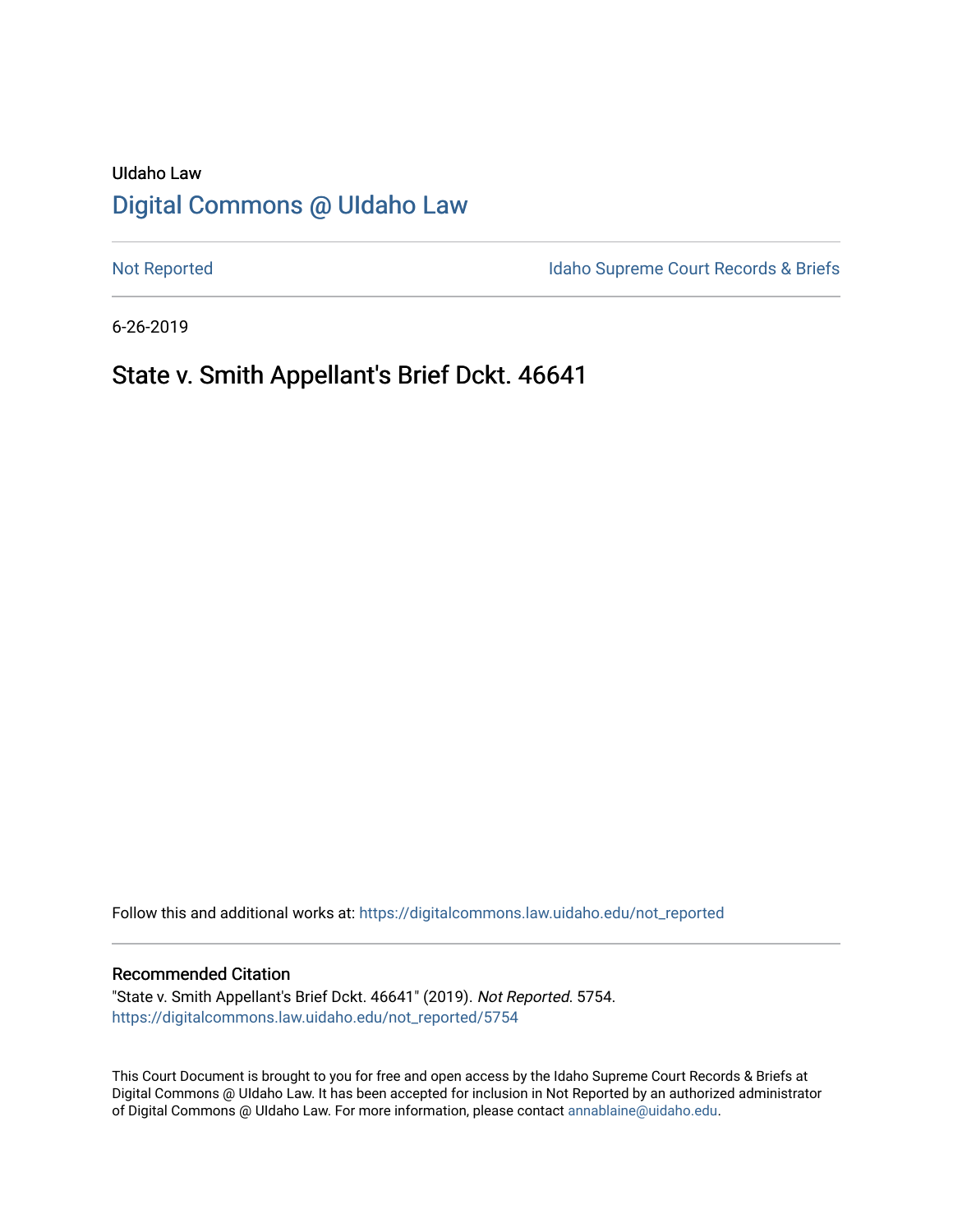UIdaho Law

# Digital Commons @ UIdaho Law

Not Reported

Idaho Supreme Court Records & Briefs

6-26-2019

## State v. Smith Appellant's Brief Dckt. 46641

Follow this and additional works at: https://digitalcommons.law.uidaho.edu/not_reported

### Recommended Citation

"State v. Smith Appellant's Brief Dckt. 46641" (2019). *Not Reported*. 5754.
https://digitalcommons.law.uidaho.edu/not_reported/5754

This Court Document is brought to you for free and open access by the Idaho Supreme Court Records & Briefs at Digital Commons @ UIdaho Law. It has been accepted for inclusion in Not Reported by an authorized administrator of Digital Commons @ UIdaho Law. For more information, please contact annablaine@uidaho.edu.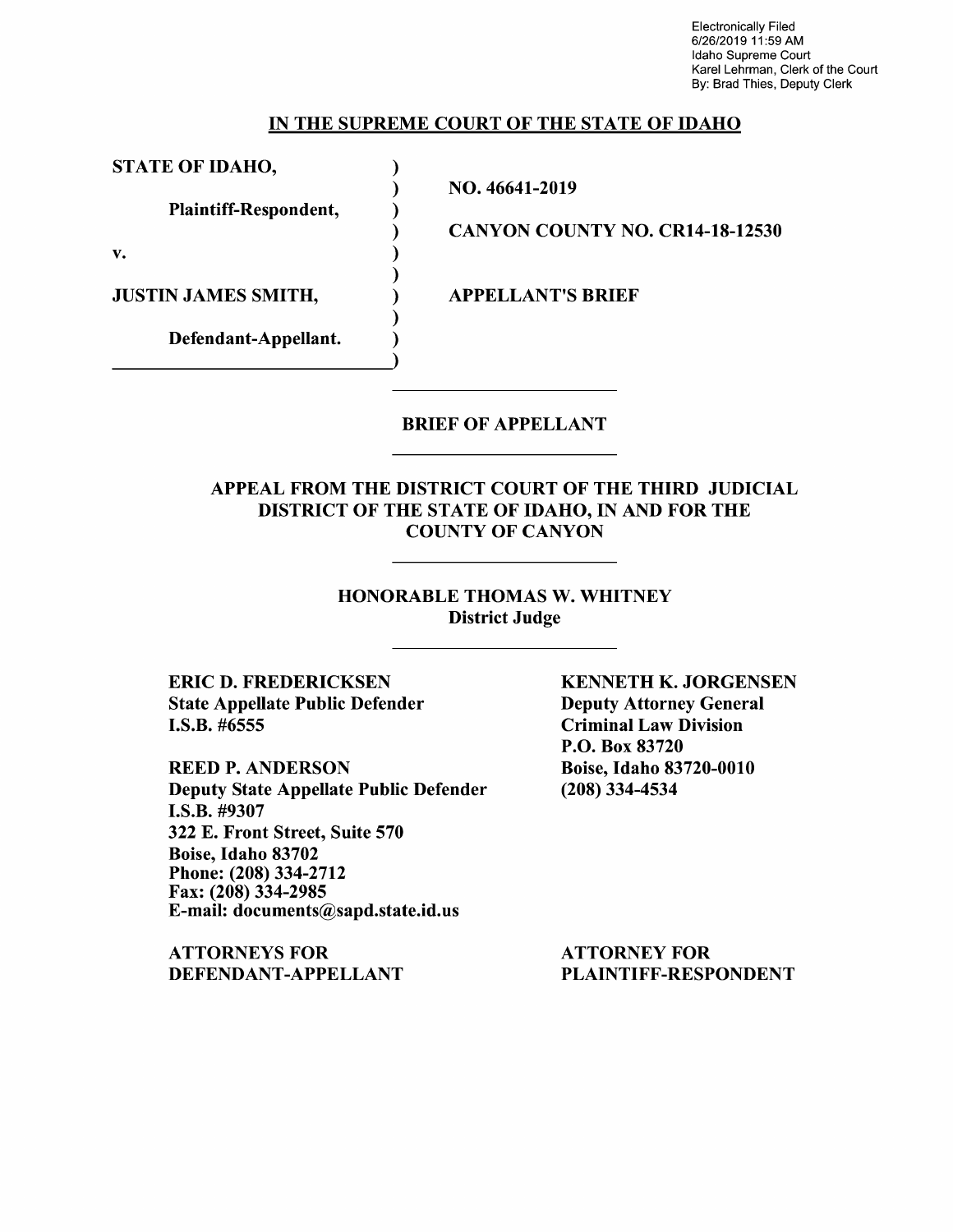Electronically Filed
6/26/2019 11:59 AM
Idaho Supreme Court
Karel Lehrman, Clerk of the Court
By: Brad Thies, Deputy Clerk

## IN THE SUPREME COURT OF THE STATE OF IDAHO

| | |
|---|---|
| **STATE OF IDAHO,** | **NO. 46641-2019** |
| **Plaintiff-Respondent,** | **CANYON COUNTY NO. CR14-18-12530** |
| **v.** | |
| **JUSTIN JAMES SMITH,** | **APPELLANT'S BRIEF** |
| **Defendant-Appellant.** | |

## BRIEF OF APPELLANT

### APPEAL FROM THE DISTRICT COURT OF THE THIRD JUDICIAL DISTRICT OF THE STATE OF IDAHO, IN AND FOR THE COUNTY OF CANYON

**HONORABLE THOMAS W. WHITNEY**
**District Judge**

**ERIC D. FREDERICKSEN**
**State Appellate Public Defender**
**I.S.B. #6555**

**REED P. ANDERSON**
**Deputy State Appellate Public Defender**
**I.S.B. #9307**
**322 E. Front Street, Suite 570**
**Boise, Idaho 83702**
**Phone: (208) 334-2712**
**Fax: (208) 334-2985**
**E-mail: documents@sapd.state.id.us**

**ATTORNEYS FOR DEFENDANT-APPELLANT**

**KENNETH K. JORGENSEN**
**Deputy Attorney General**
**Criminal Law Division**
**P.O. Box 83720**
**Boise, Idaho 83720-0010**
**(208) 334-4534**

**ATTORNEY FOR PLAINTIFF-RESPONDENT**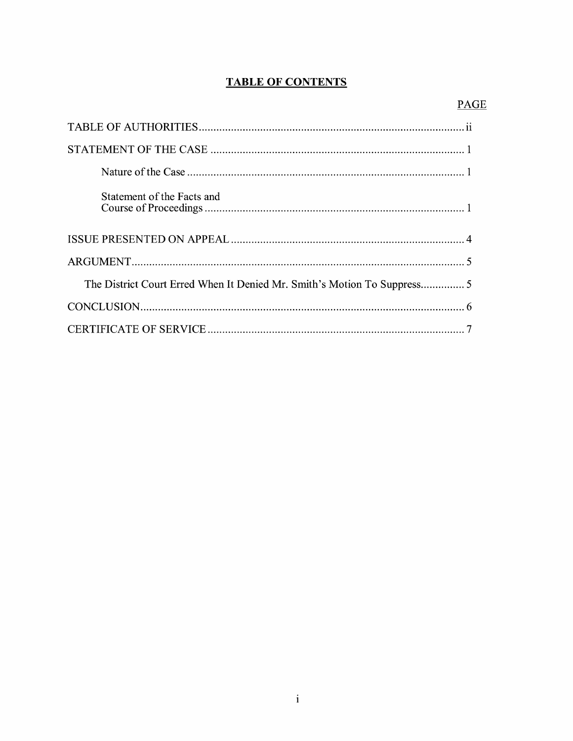# **TABLE OF CONTENTS**

| | PAGE |
|---|---|
| TABLE OF AUTHORITIES | ii |
| STATEMENT OF THE CASE | 1 |
| Nature of the Case | 1 |
| Statement of the Facts and Course of Proceedings | 1 |
| ISSUE PRESENTED ON APPEAL | 4 |
| ARGUMENT | 5 |
| The District Court Erred When It Denied Mr. Smith's Motion To Suppress | 5 |
| CONCLUSION | 6 |
| CERTIFICATE OF SERVICE | 7 |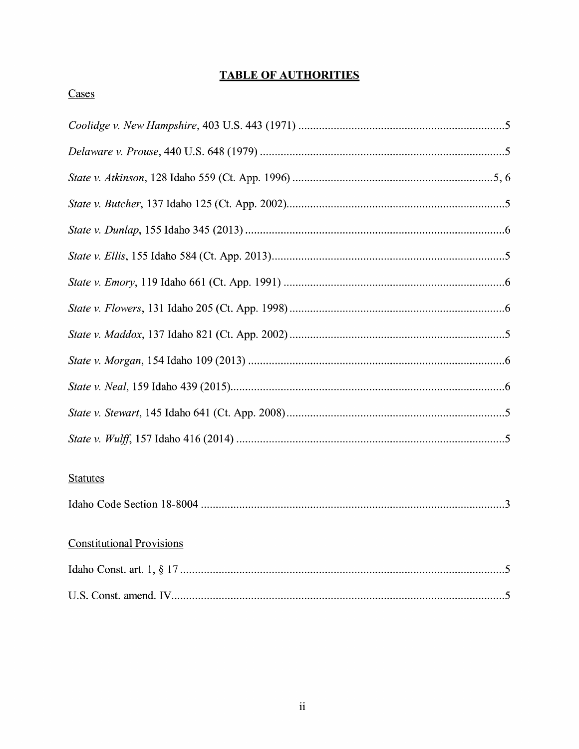# TABLE OF AUTHORITIES

## Cases

*Coolidge v. New Hampshire*, 403 U.S. 443 (1971) ....................................................................5

*Delaware v. Prouse*, 440 U.S. 648 (1979) ....................................................................5

*State v. Atkinson*, 128 Idaho 559 (Ct. App. 1996) ....................................................................5, 6

*State v. Butcher*, 137 Idaho 125 (Ct. App. 2002)....................................................................5

*State v. Dunlap*, 155 Idaho 345 (2013) ....................................................................6

*State v. Ellis*, 155 Idaho 584 (Ct. App. 2013)....................................................................5

*State v. Emory*, 119 Idaho 661 (Ct. App. 1991) ....................................................................6

*State v. Flowers*, 131 Idaho 205 (Ct. App. 1998) ....................................................................6

*State v. Maddox*, 137 Idaho 821 (Ct. App. 2002) ....................................................................5

*State v. Morgan*, 154 Idaho 109 (2013) ....................................................................6

*State v. Neal*, 159 Idaho 439 (2015)....................................................................6

*State v. Stewart*, 145 Idaho 641 (Ct. App. 2008) ....................................................................5

*State v. Wulff*, 157 Idaho 416 (2014) ....................................................................5

## Statutes

Idaho Code Section 18-8004 ....................................................................3

## Constitutional Provisions

Idaho Const. art. 1, § 17 ....................................................................5

U.S. Const. amend. IV....................................................................5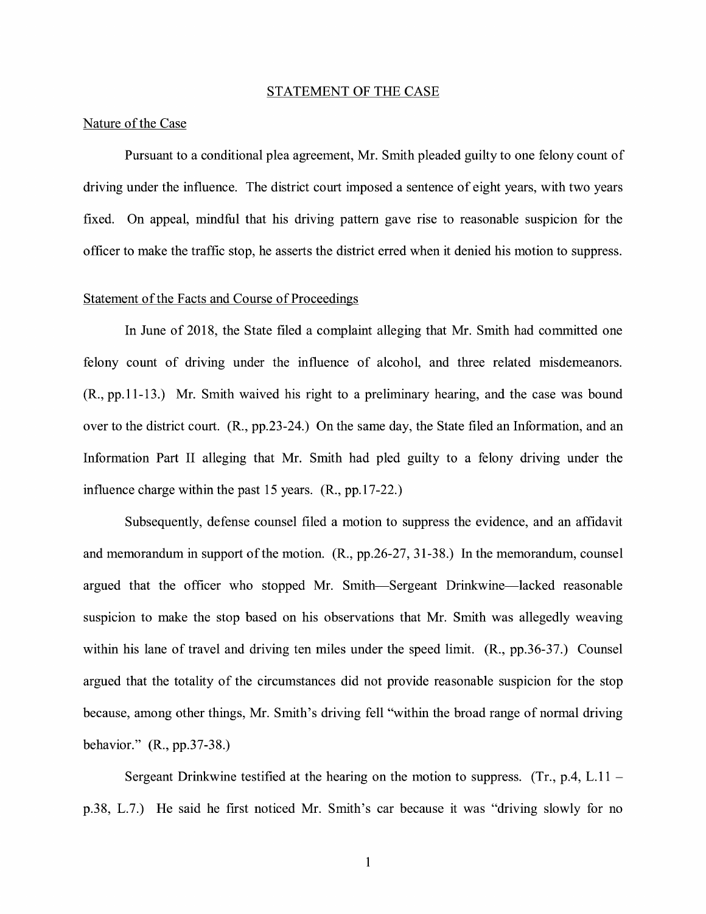## STATEMENT OF THE CASE

### Nature of the Case

Pursuant to a conditional plea agreement, Mr. Smith pleaded guilty to one felony count of driving under the influence. The district court imposed a sentence of eight years, with two years fixed. On appeal, mindful that his driving pattern gave rise to reasonable suspicion for the officer to make the traffic stop, he asserts the district erred when it denied his motion to suppress.

### Statement of the Facts and Course of Proceedings

In June of 2018, the State filed a complaint alleging that Mr. Smith had committed one felony count of driving under the influence of alcohol, and three related misdemeanors. (R., pp.11-13.) Mr. Smith waived his right to a preliminary hearing, and the case was bound over to the district court. (R., pp.23-24.) On the same day, the State filed an Information, and an Information Part II alleging that Mr. Smith had pled guilty to a felony driving under the influence charge within the past 15 years. (R., pp.17-22.)

Subsequently, defense counsel filed a motion to suppress the evidence, and an affidavit and memorandum in support of the motion. (R., pp.26-27, 31-38.) In the memorandum, counsel argued that the officer who stopped Mr. Smith—Sergeant Drinkwine—lacked reasonable suspicion to make the stop based on his observations that Mr. Smith was allegedly weaving within his lane of travel and driving ten miles under the speed limit. (R., pp.36-37.) Counsel argued that the totality of the circumstances did not provide reasonable suspicion for the stop because, among other things, Mr. Smith's driving fell "within the broad range of normal driving behavior." (R., pp.37-38.)

Sergeant Drinkwine testified at the hearing on the motion to suppress. (Tr., p.4, L.11 – p.38, L.7.) He said he first noticed Mr. Smith's car because it was "driving slowly for no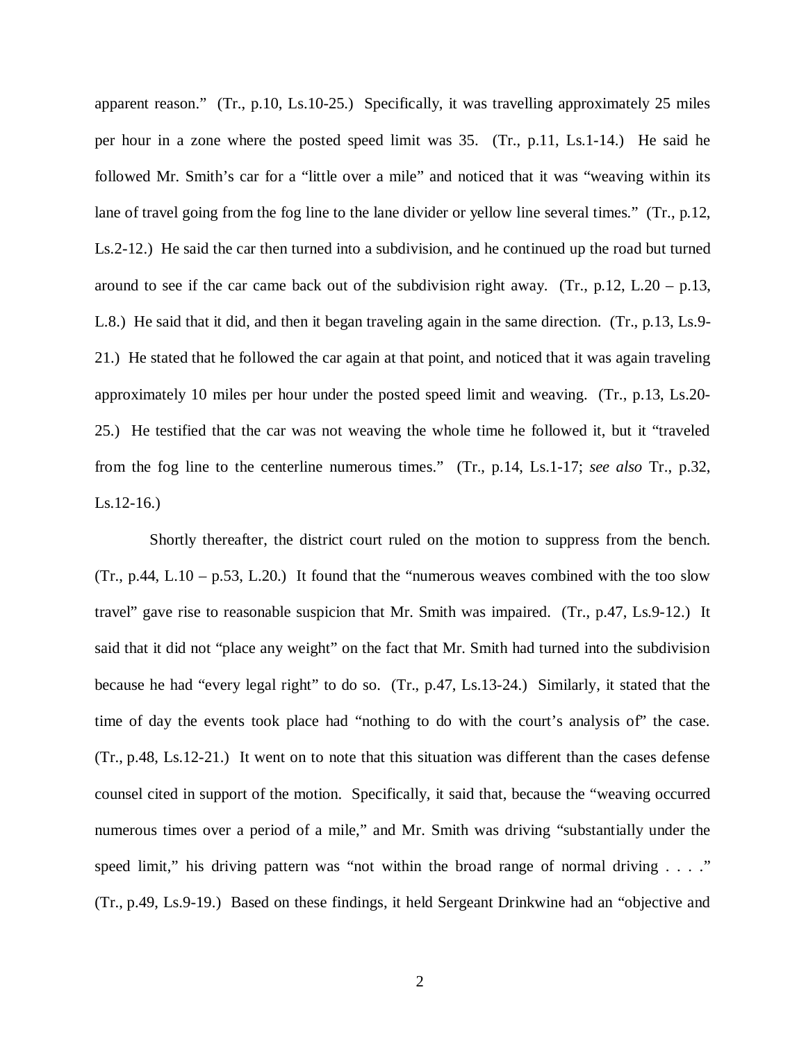apparent reason." (Tr., p.10, Ls.10-25.) Specifically, it was travelling approximately 25 miles per hour in a zone where the posted speed limit was 35. (Tr., p.11, Ls.1-14.) He said he followed Mr. Smith's car for a "little over a mile" and noticed that it was "weaving within its lane of travel going from the fog line to the lane divider or yellow line several times." (Tr., p.12, Ls.2-12.) He said the car then turned into a subdivision, and he continued up the road but turned around to see if the car came back out of the subdivision right away. (Tr., p.12, L.20 – p.13, L.8.) He said that it did, and then it began traveling again in the same direction. (Tr., p.13, Ls.9-21.) He stated that he followed the car again at that point, and noticed that it was again traveling approximately 10 miles per hour under the posted speed limit and weaving. (Tr., p.13, Ls.20-25.) He testified that the car was not weaving the whole time he followed it, but it "traveled from the fog line to the centerline numerous times." (Tr., p.14, Ls.1-17; *see also* Tr., p.32, Ls.12-16.)

Shortly thereafter, the district court ruled on the motion to suppress from the bench. (Tr., p.44, L.10 – p.53, L.20.) It found that the "numerous weaves combined with the too slow travel" gave rise to reasonable suspicion that Mr. Smith was impaired. (Tr., p.47, Ls.9-12.) It said that it did not "place any weight" on the fact that Mr. Smith had turned into the subdivision because he had "every legal right" to do so. (Tr., p.47, Ls.13-24.) Similarly, it stated that the time of day the events took place had "nothing to do with the court's analysis of" the case. (Tr., p.48, Ls.12-21.) It went on to note that this situation was different than the cases defense counsel cited in support of the motion. Specifically, it said that, because the "weaving occurred numerous times over a period of a mile," and Mr. Smith was driving "substantially under the speed limit," his driving pattern was "not within the broad range of normal driving . . . ." (Tr., p.49, Ls.9-19.) Based on these findings, it held Sergeant Drinkwine had an "objective and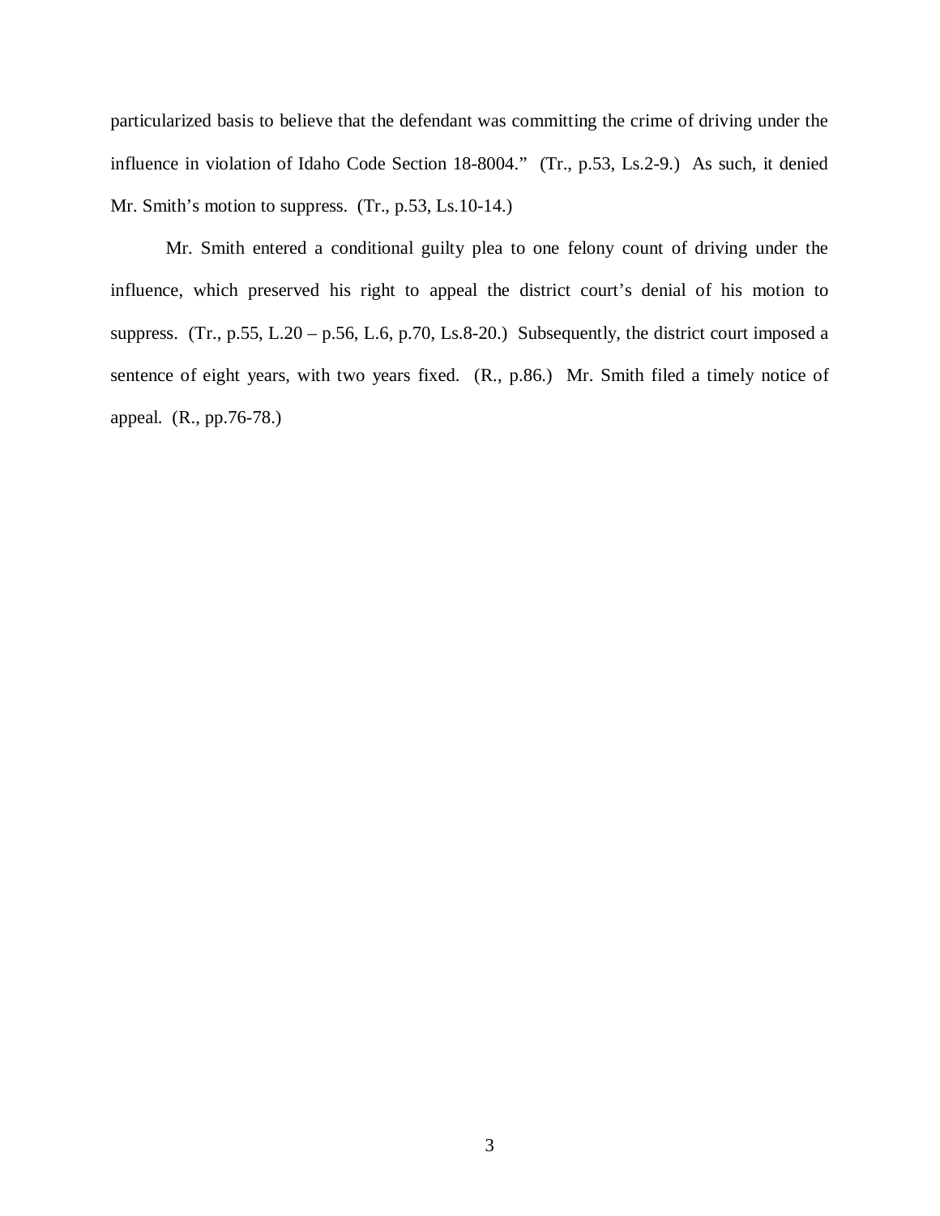particularized basis to believe that the defendant was committing the crime of driving under the influence in violation of Idaho Code Section 18-8004." (Tr., p.53, Ls.2-9.) As such, it denied Mr. Smith's motion to suppress. (Tr., p.53, Ls.10-14.)

Mr. Smith entered a conditional guilty plea to one felony count of driving under the influence, which preserved his right to appeal the district court's denial of his motion to suppress. (Tr., p.55, L.20 – p.56, L.6, p.70, Ls.8-20.) Subsequently, the district court imposed a sentence of eight years, with two years fixed. (R., p.86.) Mr. Smith filed a timely notice of appeal. (R., pp.76-78.)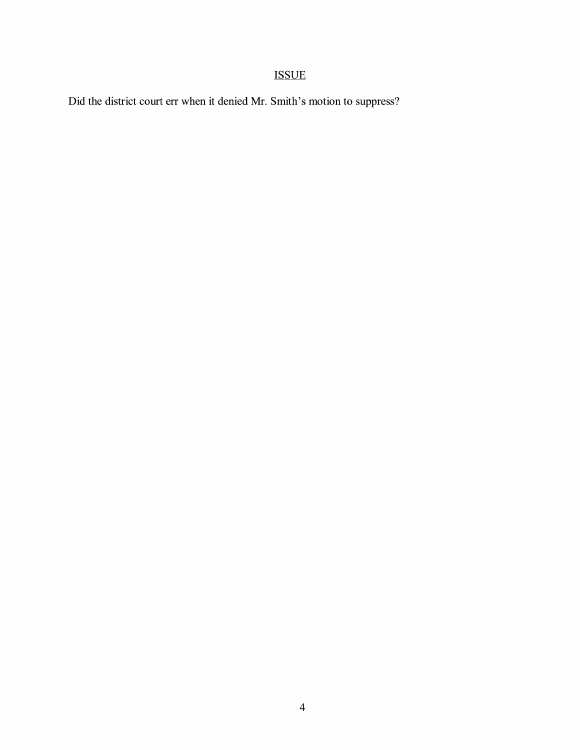## ISSUE

Did the district court err when it denied Mr. Smith's motion to suppress?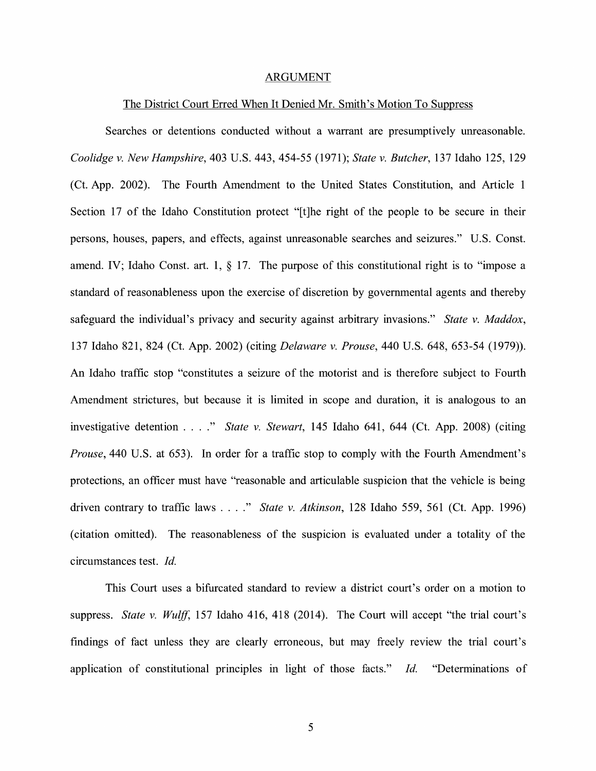## ARGUMENT

### The District Court Erred When It Denied Mr. Smith's Motion To Suppress

Searches or detentions conducted without a warrant are presumptively unreasonable. *Coolidge v. New Hampshire*, 403 U.S. 443, 454-55 (1971); *State v. Butcher*, 137 Idaho 125, 129 (Ct. App. 2002). The Fourth Amendment to the United States Constitution, and Article 1 Section 17 of the Idaho Constitution protect "[t]he right of the people to be secure in their persons, houses, papers, and effects, against unreasonable searches and seizures." U.S. Const. amend. IV; Idaho Const. art. 1, § 17. The purpose of this constitutional right is to "impose a standard of reasonableness upon the exercise of discretion by governmental agents and thereby safeguard the individual's privacy and security against arbitrary invasions." *State v. Maddox*, 137 Idaho 821, 824 (Ct. App. 2002) (citing *Delaware v. Prouse*, 440 U.S. 648, 653-54 (1979)). An Idaho traffic stop "constitutes a seizure of the motorist and is therefore subject to Fourth Amendment strictures, but because it is limited in scope and duration, it is analogous to an investigative detention . . . ." *State v. Stewart*, 145 Idaho 641, 644 (Ct. App. 2008) (citing *Prouse*, 440 U.S. at 653). In order for a traffic stop to comply with the Fourth Amendment's protections, an officer must have "reasonable and articulable suspicion that the vehicle is being driven contrary to traffic laws . . . ." *State v. Atkinson*, 128 Idaho 559, 561 (Ct. App. 1996) (citation omitted). The reasonableness of the suspicion is evaluated under a totality of the circumstances test. *Id.*

This Court uses a bifurcated standard to review a district court's order on a motion to suppress. *State v. Wulff*, 157 Idaho 416, 418 (2014). The Court will accept "the trial court's findings of fact unless they are clearly erroneous, but may freely review the trial court's application of constitutional principles in light of those facts." *Id.* "Determinations of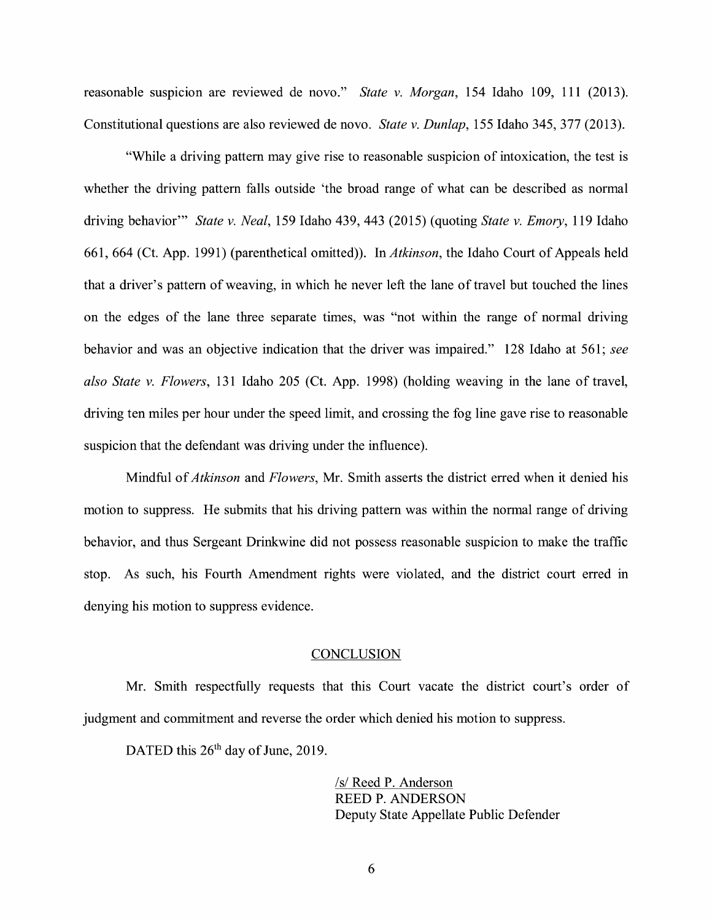reasonable suspicion are reviewed de novo." *State v. Morgan*, 154 Idaho 109, 111 (2013). Constitutional questions are also reviewed de novo. *State v. Dunlap*, 155 Idaho 345, 377 (2013).

"While a driving pattern may give rise to reasonable suspicion of intoxication, the test is whether the driving pattern falls outside 'the broad range of what can be described as normal driving behavior'" *State v. Neal*, 159 Idaho 439, 443 (2015) (quoting *State v. Emory*, 119 Idaho 661, 664 (Ct. App. 1991) (parenthetical omitted)). In *Atkinson*, the Idaho Court of Appeals held that a driver's pattern of weaving, in which he never left the lane of travel but touched the lines on the edges of the lane three separate times, was "not within the range of normal driving behavior and was an objective indication that the driver was impaired." 128 Idaho at 561; *see also State v. Flowers*, 131 Idaho 205 (Ct. App. 1998) (holding weaving in the lane of travel, driving ten miles per hour under the speed limit, and crossing the fog line gave rise to reasonable suspicion that the defendant was driving under the influence).

Mindful of *Atkinson* and *Flowers*, Mr. Smith asserts the district erred when it denied his motion to suppress. He submits that his driving pattern was within the normal range of driving behavior, and thus Sergeant Drinkwine did not possess reasonable suspicion to make the traffic stop. As such, his Fourth Amendment rights were violated, and the district court erred in denying his motion to suppress evidence.

## CONCLUSION

Mr. Smith respectfully requests that this Court vacate the district court's order of judgment and commitment and reverse the order which denied his motion to suppress.

DATED this 26th day of June, 2019.

/s/ Reed P. Anderson
REED P. ANDERSON
Deputy State Appellate Public Defender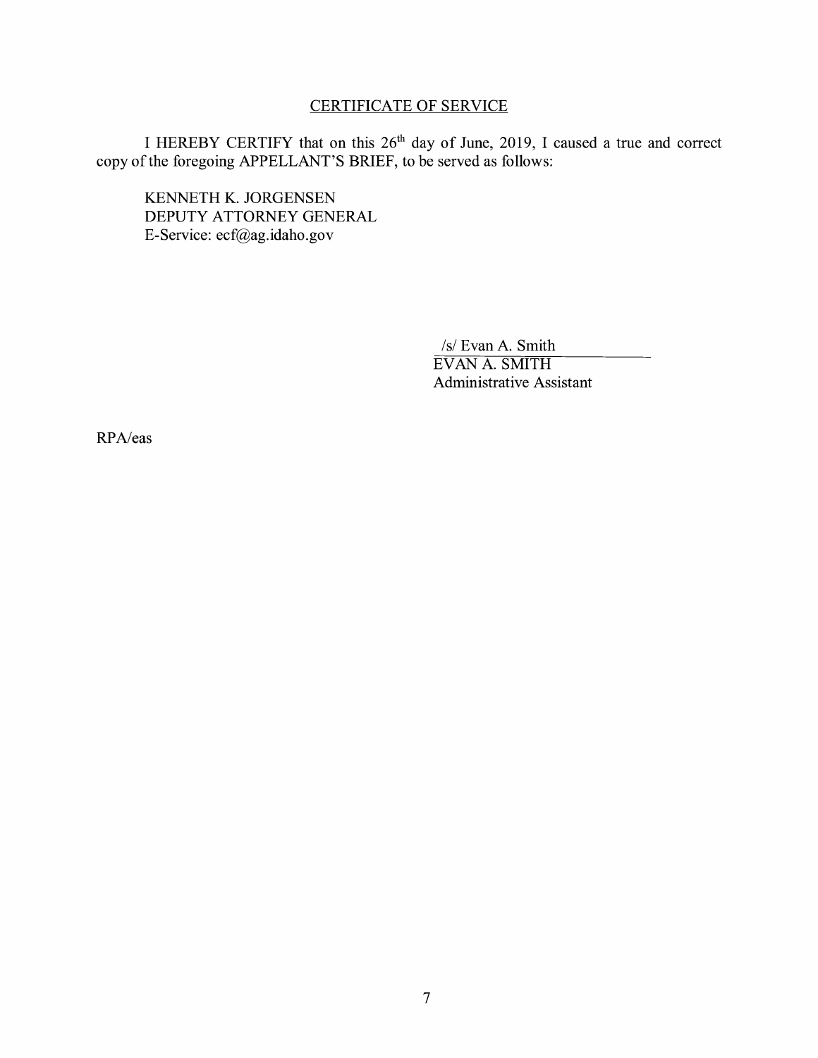## CERTIFICATE OF SERVICE

I HEREBY CERTIFY that on this 26th day of June, 2019, I caused a true and correct copy of the foregoing APPELLANT'S BRIEF, to be served as follows:

KENNETH K. JORGENSEN
DEPUTY ATTORNEY GENERAL
E-Service: ecf@ag.idaho.gov

/s/ Evan A. Smith
EVAN A. SMITH
Administrative Assistant

RPA/eas